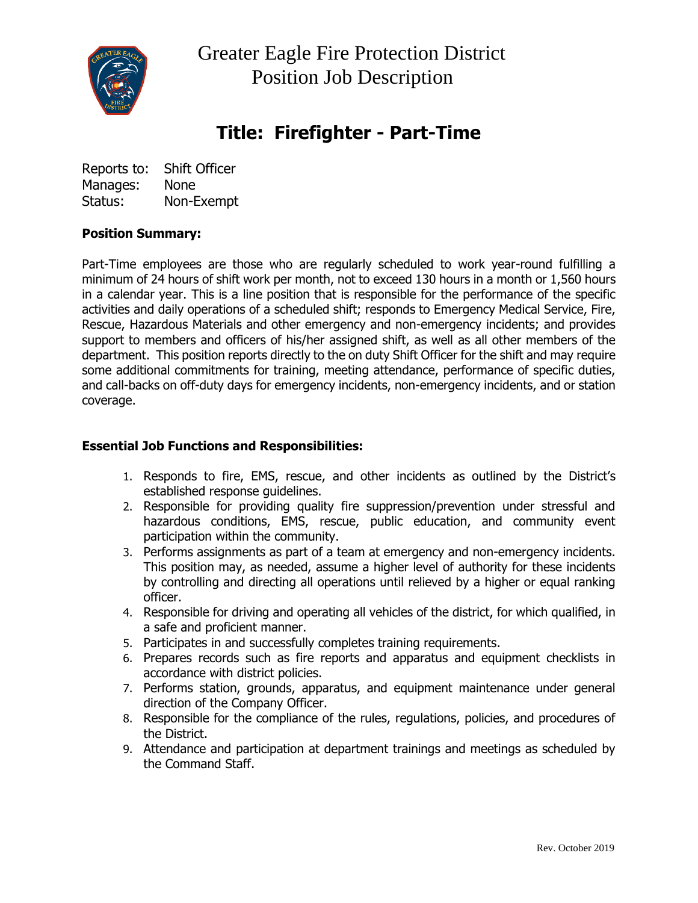# Greater Eagle Fire Protection District
# Position Job Description

## Title: Firefighter - Part-Time

Reports to: Shift Officer
Manages: None
Status: Non-Exempt

**Position Summary:**

Part-Time employees are those who are regularly scheduled to work year-round fulfilling a minimum of 24 hours of shift work per month, not to exceed 130 hours in a month or 1,560 hours in a calendar year. This is a line position that is responsible for the performance of the specific activities and daily operations of a scheduled shift; responds to Emergency Medical Service, Fire, Rescue, Hazardous Materials and other emergency and non-emergency incidents; and provides support to members and officers of his/her assigned shift, as well as all other members of the department. This position reports directly to the on duty Shift Officer for the shift and may require some additional commitments for training, meeting attendance, performance of specific duties, and call-backs on off-duty days for emergency incidents, non-emergency incidents, and or station coverage.

**Essential Job Functions and Responsibilities:**

1. Responds to fire, EMS, rescue, and other incidents as outlined by the District's established response guidelines.
2. Responsible for providing quality fire suppression/prevention under stressful and hazardous conditions, EMS, rescue, public education, and community event participation within the community.
3. Performs assignments as part of a team at emergency and non-emergency incidents. This position may, as needed, assume a higher level of authority for these incidents by controlling and directing all operations until relieved by a higher or equal ranking officer.
4. Responsible for driving and operating all vehicles of the district, for which qualified, in a safe and proficient manner.
5. Participates in and successfully completes training requirements.
6. Prepares records such as fire reports and apparatus and equipment checklists in accordance with district policies.
7. Performs station, grounds, apparatus, and equipment maintenance under general direction of the Company Officer.
8. Responsible for the compliance of the rules, regulations, policies, and procedures of the District.
9. Attendance and participation at department trainings and meetings as scheduled by the Command Staff.

Rev. October 2019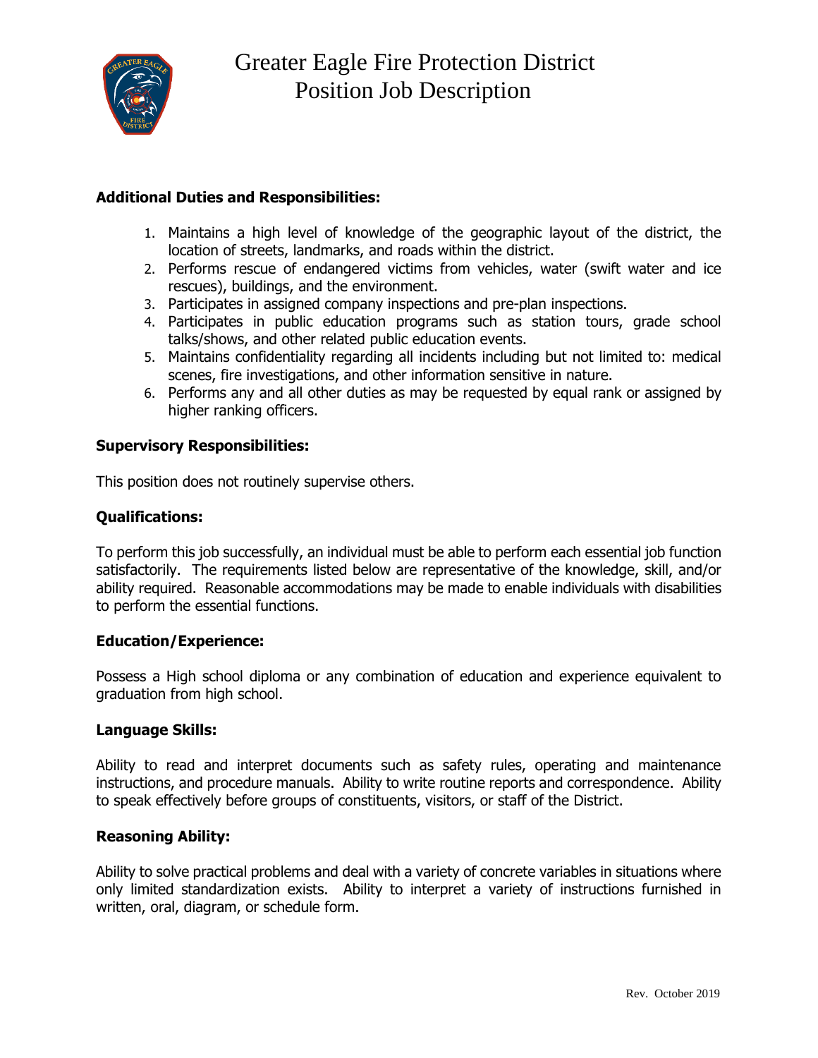**Additional Duties and Responsibilities:**

1. Maintains a high level of knowledge of the geographic layout of the district, the location of streets, landmarks, and roads within the district.
2. Performs rescue of endangered victims from vehicles, water (swift water and ice rescues), buildings, and the environment.
3. Participates in assigned company inspections and pre-plan inspections.
4. Participates in public education programs such as station tours, grade school talks/shows, and other related public education events.
5. Maintains confidentiality regarding all incidents including but not limited to: medical scenes, fire investigations, and other information sensitive in nature.
6. Performs any and all other duties as may be requested by equal rank or assigned by higher ranking officers.

**Supervisory Responsibilities:**

This position does not routinely supervise others.

**Qualifications:**

To perform this job successfully, an individual must be able to perform each essential job function satisfactorily. The requirements listed below are representative of the knowledge, skill, and/or ability required. Reasonable accommodations may be made to enable individuals with disabilities to perform the essential functions.

**Education/Experience:**

Possess a High school diploma or any combination of education and experience equivalent to graduation from high school.

**Language Skills:**

Ability to read and interpret documents such as safety rules, operating and maintenance instructions, and procedure manuals. Ability to write routine reports and correspondence. Ability to speak effectively before groups of constituents, visitors, or staff of the District.

**Reasoning Ability:**

Ability to solve practical problems and deal with a variety of concrete variables in situations where only limited standardization exists. Ability to interpret a variety of instructions furnished in written, oral, diagram, or schedule form.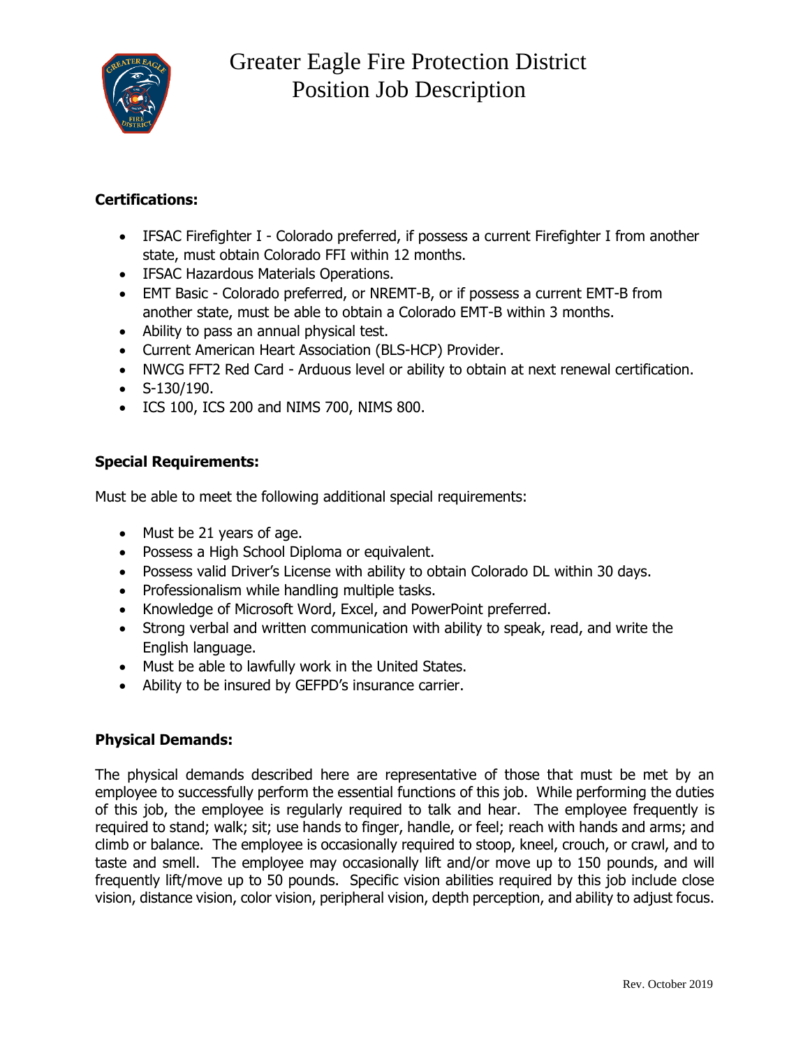# Greater Eagle Fire Protection District
## Position Job Description

**Certifications:**

- IFSAC Firefighter I - Colorado preferred, if possess a current Firefighter I from another state, must obtain Colorado FFI within 12 months.
- IFSAC Hazardous Materials Operations.
- EMT Basic - Colorado preferred, or NREMT-B, or if possess a current EMT-B from another state, must be able to obtain a Colorado EMT-B within 3 months.
- Ability to pass an annual physical test.
- Current American Heart Association (BLS-HCP) Provider.
- NWCG FFT2 Red Card - Arduous level or ability to obtain at next renewal certification.
- S-130/190.
- ICS 100, ICS 200 and NIMS 700, NIMS 800.

**Special Requirements:**

Must be able to meet the following additional special requirements:

- Must be 21 years of age.
- Possess a High School Diploma or equivalent.
- Possess valid Driver's License with ability to obtain Colorado DL within 30 days.
- Professionalism while handling multiple tasks.
- Knowledge of Microsoft Word, Excel, and PowerPoint preferred.
- Strong verbal and written communication with ability to speak, read, and write the English language.
- Must be able to lawfully work in the United States.
- Ability to be insured by GEFPD's insurance carrier.

**Physical Demands:**

The physical demands described here are representative of those that must be met by an employee to successfully perform the essential functions of this job. While performing the duties of this job, the employee is regularly required to talk and hear. The employee frequently is required to stand; walk; sit; use hands to finger, handle, or feel; reach with hands and arms; and climb or balance. The employee is occasionally required to stoop, kneel, crouch, or crawl, and to taste and smell. The employee may occasionally lift and/or move up to 150 pounds, and will frequently lift/move up to 50 pounds. Specific vision abilities required by this job include close vision, distance vision, color vision, peripheral vision, depth perception, and ability to adjust focus.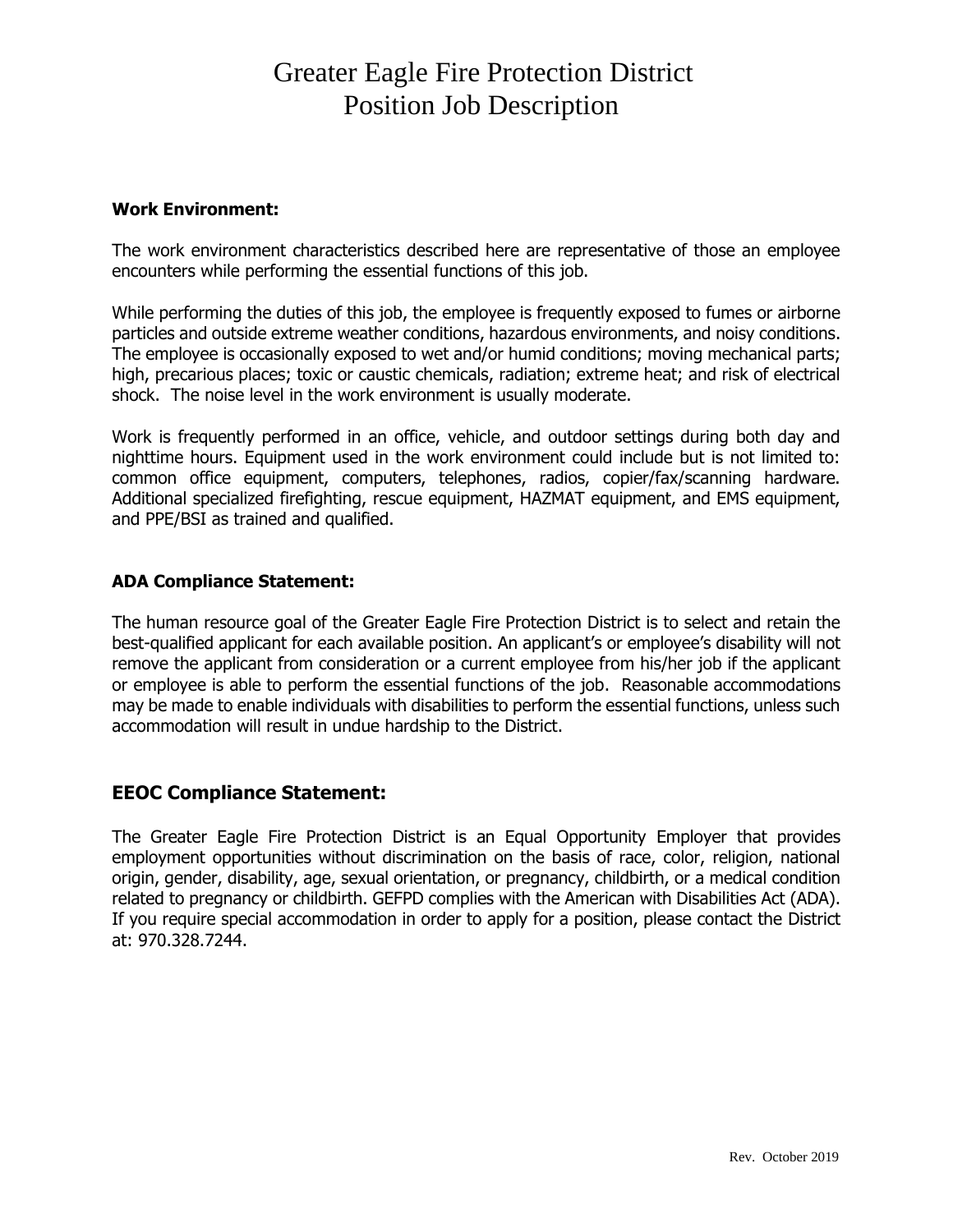# Greater Eagle Fire Protection District
# Position Job Description

**Work Environment:**

The work environment characteristics described here are representative of those an employee encounters while performing the essential functions of this job.

While performing the duties of this job, the employee is frequently exposed to fumes or airborne particles and outside extreme weather conditions, hazardous environments, and noisy conditions. The employee is occasionally exposed to wet and/or humid conditions; moving mechanical parts; high, precarious places; toxic or caustic chemicals, radiation; extreme heat; and risk of electrical shock. The noise level in the work environment is usually moderate.

Work is frequently performed in an office, vehicle, and outdoor settings during both day and nighttime hours. Equipment used in the work environment could include but is not limited to: common office equipment, computers, telephones, radios, copier/fax/scanning hardware. Additional specialized firefighting, rescue equipment, HAZMAT equipment, and EMS equipment, and PPE/BSI as trained and qualified.

**ADA Compliance Statement:**

The human resource goal of the Greater Eagle Fire Protection District is to select and retain the best-qualified applicant for each available position. An applicant's or employee's disability will not remove the applicant from consideration or a current employee from his/her job if the applicant or employee is able to perform the essential functions of the job. Reasonable accommodations may be made to enable individuals with disabilities to perform the essential functions, unless such accommodation will result in undue hardship to the District.

### EEOC Compliance Statement:

The Greater Eagle Fire Protection District is an Equal Opportunity Employer that provides employment opportunities without discrimination on the basis of race, color, religion, national origin, gender, disability, age, sexual orientation, or pregnancy, childbirth, or a medical condition related to pregnancy or childbirth. GEFPD complies with the American with Disabilities Act (ADA). If you require special accommodation in order to apply for a position, please contact the District at: 970.328.7244.

Rev. October 2019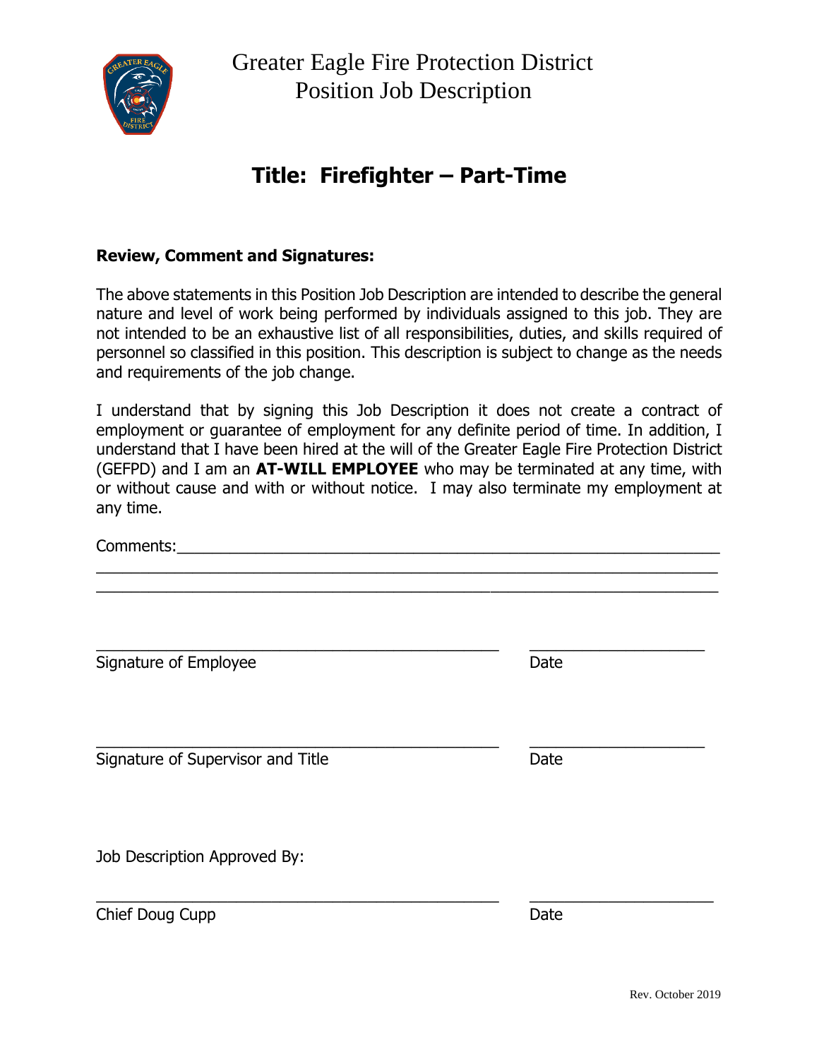Greater Eagle Fire Protection District
Position Job Description

# Title: Firefighter – Part-Time

**Review, Comment and Signatures:**

The above statements in this Position Job Description are intended to describe the general nature and level of work being performed by individuals assigned to this job. They are not intended to be an exhaustive list of all responsibilities, duties, and skills required of personnel so classified in this position. This description is subject to change as the needs and requirements of the job change.

I understand that by signing this Job Description it does not create a contract of employment or guarantee of employment for any definite period of time. In addition, I understand that I have been hired at the will of the Greater Eagle Fire Protection District (GEFPD) and I am an **AT-WILL EMPLOYEE** who may be terminated at any time, with or without cause and with or without notice. I may also terminate my employment at any time.

Comments:_______________________________________________________________
_________________________________________________________________________
_________________________________________________________________________

_______________________________________ ____________________
Signature of Employee Date

_______________________________________ ____________________
Signature of Supervisor and Title Date

Job Description Approved By:

_______________________________________ ____________________
Chief Doug Cupp Date

Rev. October 2019